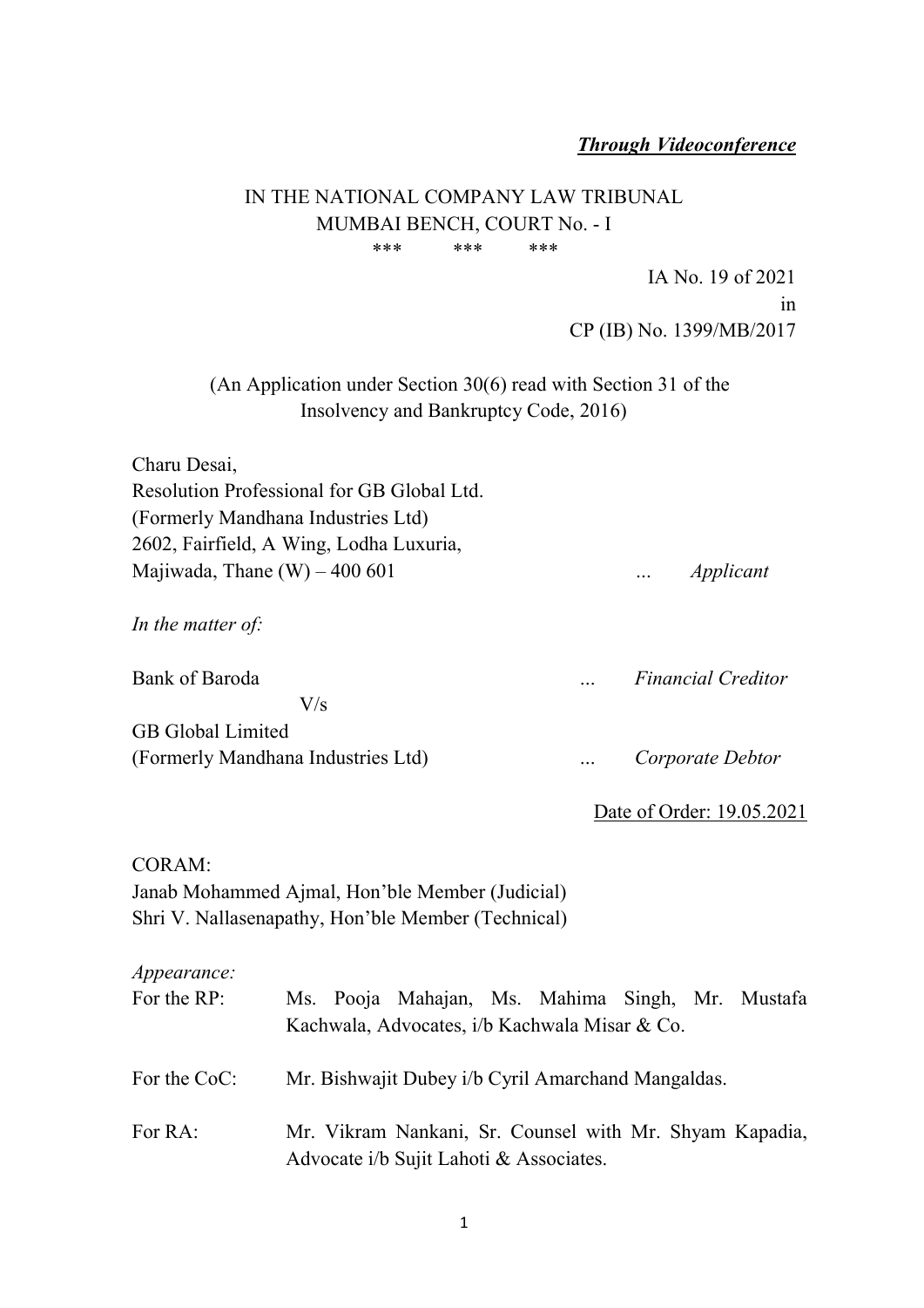***Through Videoconference***

IN THE NATIONAL COMPANY LAW TRIBUNAL
MUMBAI BENCH, COURT No. - I

\*\*\* \*\*\* \*\*\*

IA No. 19 of 2021
in
CP (IB) No. 1399/MB/2017

(An Application under Section 30(6) read with Section 31 of the Insolvency and Bankruptcy Code, 2016)

Charu Desai,
Resolution Professional for GB Global Ltd.
(Formerly Mandhana Industries Ltd)
2602, Fairfield, A Wing, Lodha Luxuria,
Majiwada, Thane (W) – 400 601 ... *Applicant*

*In the matter of:*

Bank of Baroda ... *Financial Creditor*

V/s

GB Global Limited
(Formerly Mandhana Industries Ltd) ... *Corporate Debtor*

Date of Order: 19.05.2021

CORAM:
Janab Mohammed Ajmal, Hon'ble Member (Judicial)
Shri V. Nallasenapathy, Hon'ble Member (Technical)

*Appearance:*

| | |
|---|---|
| For the RP: | Ms. Pooja Mahajan, Ms. Mahima Singh, Mr. Mustafa Kachwala, Advocates, i/b Kachwala Misar & Co. |
| For the CoC: | Mr. Bishwajit Dubey i/b Cyril Amarchand Mangaldas. |
| For RA: | Mr. Vikram Nankani, Sr. Counsel with Mr. Shyam Kapadia, Advocate i/b Sujit Lahoti & Associates. |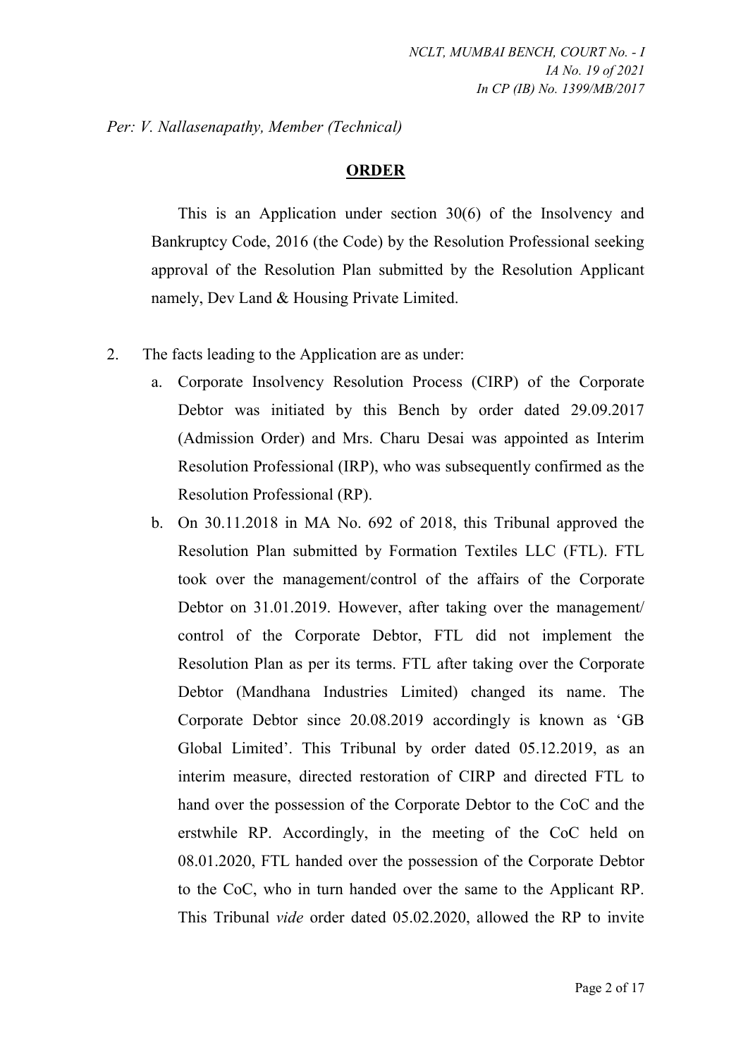*Per: V. Nallasenapathy, Member (Technical)*

**ORDER**

This is an Application under section 30(6) of the Insolvency and Bankruptcy Code, 2016 (the Code) by the Resolution Professional seeking approval of the Resolution Plan submitted by the Resolution Applicant namely, Dev Land & Housing Private Limited.

2. The facts leading to the Application are as under:

   a. Corporate Insolvency Resolution Process (CIRP) of the Corporate Debtor was initiated by this Bench by order dated 29.09.2017 (Admission Order) and Mrs. Charu Desai was appointed as Interim Resolution Professional (IRP), who was subsequently confirmed as the Resolution Professional (RP).

   b. On 30.11.2018 in MA No. 692 of 2018, this Tribunal approved the Resolution Plan submitted by Formation Textiles LLC (FTL). FTL took over the management/control of the affairs of the Corporate Debtor on 31.01.2019. However, after taking over the management/ control of the Corporate Debtor, FTL did not implement the Resolution Plan as per its terms. FTL after taking over the Corporate Debtor (Mandhana Industries Limited) changed its name. The Corporate Debtor since 20.08.2019 accordingly is known as 'GB Global Limited'. This Tribunal by order dated 05.12.2019, as an interim measure, directed restoration of CIRP and directed FTL to hand over the possession of the Corporate Debtor to the CoC and the erstwhile RP. Accordingly, in the meeting of the CoC held on 08.01.2020, FTL handed over the possession of the Corporate Debtor to the CoC, who in turn handed over the same to the Applicant RP. This Tribunal *vide* order dated 05.02.2020, allowed the RP to invite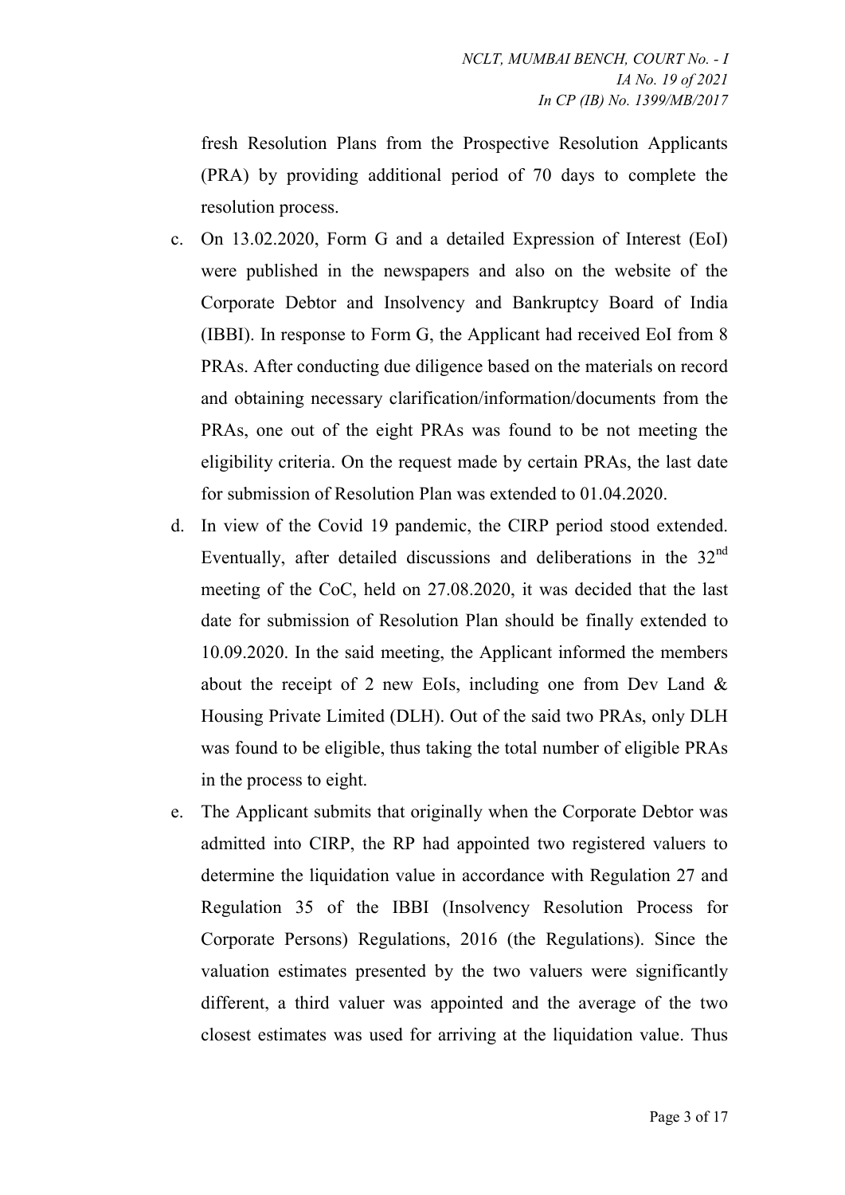fresh Resolution Plans from the Prospective Resolution Applicants (PRA) by providing additional period of 70 days to complete the resolution process.

c. On 13.02.2020, Form G and a detailed Expression of Interest (EoI) were published in the newspapers and also on the website of the Corporate Debtor and Insolvency and Bankruptcy Board of India (IBBI). In response to Form G, the Applicant had received EoI from 8 PRAs. After conducting due diligence based on the materials on record and obtaining necessary clarification/information/documents from the PRAs, one out of the eight PRAs was found to be not meeting the eligibility criteria. On the request made by certain PRAs, the last date for submission of Resolution Plan was extended to 01.04.2020.

d. In view of the Covid 19 pandemic, the CIRP period stood extended. Eventually, after detailed discussions and deliberations in the 32nd meeting of the CoC, held on 27.08.2020, it was decided that the last date for submission of Resolution Plan should be finally extended to 10.09.2020. In the said meeting, the Applicant informed the members about the receipt of 2 new EoIs, including one from Dev Land & Housing Private Limited (DLH). Out of the said two PRAs, only DLH was found to be eligible, thus taking the total number of eligible PRAs in the process to eight.

e. The Applicant submits that originally when the Corporate Debtor was admitted into CIRP, the RP had appointed two registered valuers to determine the liquidation value in accordance with Regulation 27 and Regulation 35 of the IBBI (Insolvency Resolution Process for Corporate Persons) Regulations, 2016 (the Regulations). Since the valuation estimates presented by the two valuers were significantly different, a third valuer was appointed and the average of the two closest estimates was used for arriving at the liquidation value. Thus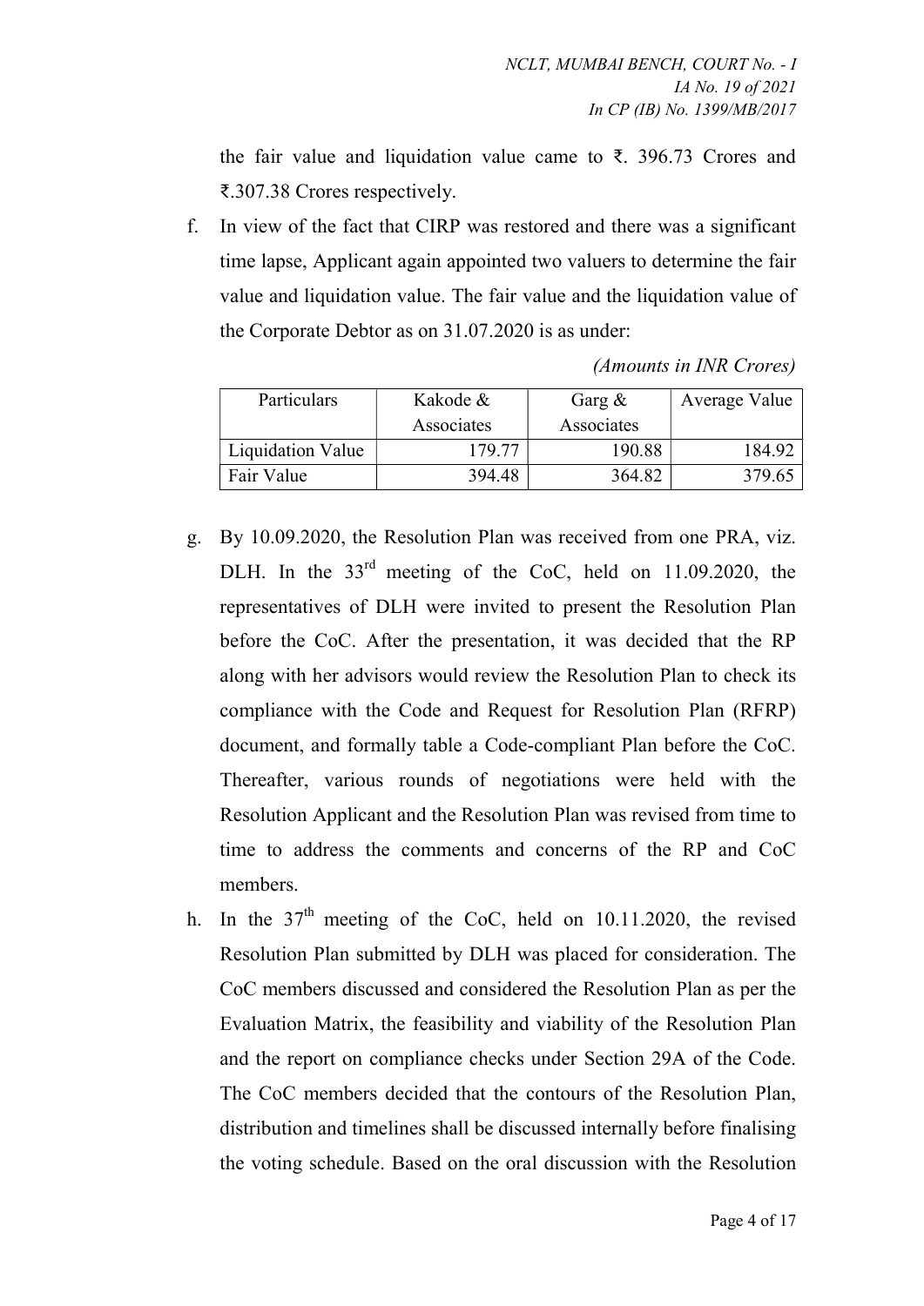the fair value and liquidation value came to ₹. 396.73 Crores and ₹.307.38 Crores respectively.

f. In view of the fact that CIRP was restored and there was a significant time lapse, Applicant again appointed two valuers to determine the fair value and liquidation value. The fair value and the liquidation value of the Corporate Debtor as on 31.07.2020 is as under:

*(Amounts in INR Crores)*

| Particulars | Kakode & Associates | Garg & Associates | Average Value |
|---|---|---|---|
| Liquidation Value | 179.77 | 190.88 | 184.92 |
| Fair Value | 394.48 | 364.82 | 379.65 |

g. By 10.09.2020, the Resolution Plan was received from one PRA, viz. DLH. In the 33rd meeting of the CoC, held on 11.09.2020, the representatives of DLH were invited to present the Resolution Plan before the CoC. After the presentation, it was decided that the RP along with her advisors would review the Resolution Plan to check its compliance with the Code and Request for Resolution Plan (RFRP) document, and formally table a Code-compliant Plan before the CoC. Thereafter, various rounds of negotiations were held with the Resolution Applicant and the Resolution Plan was revised from time to time to address the comments and concerns of the RP and CoC members.

h. In the 37th meeting of the CoC, held on 10.11.2020, the revised Resolution Plan submitted by DLH was placed for consideration. The CoC members discussed and considered the Resolution Plan as per the Evaluation Matrix, the feasibility and viability of the Resolution Plan and the report on compliance checks under Section 29A of the Code. The CoC members decided that the contours of the Resolution Plan, distribution and timelines shall be discussed internally before finalising the voting schedule. Based on the oral discussion with the Resolution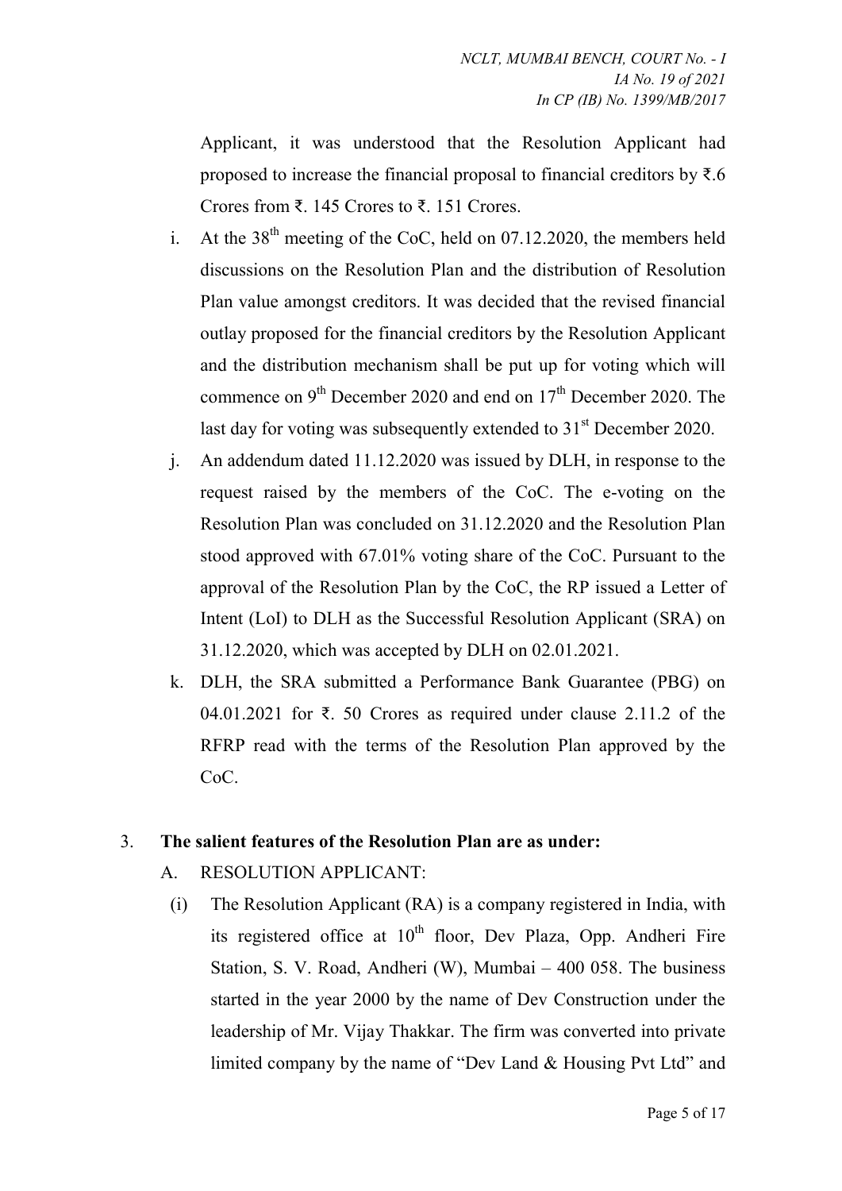Applicant, it was understood that the Resolution Applicant had proposed to increase the financial proposal to financial creditors by ₹.6 Crores from ₹. 145 Crores to ₹. 151 Crores.

i. At the 38th meeting of the CoC, held on 07.12.2020, the members held discussions on the Resolution Plan and the distribution of Resolution Plan value amongst creditors. It was decided that the revised financial outlay proposed for the financial creditors by the Resolution Applicant and the distribution mechanism shall be put up for voting which will commence on 9th December 2020 and end on 17th December 2020. The last day for voting was subsequently extended to 31st December 2020.

j. An addendum dated 11.12.2020 was issued by DLH, in response to the request raised by the members of the CoC. The e-voting on the Resolution Plan was concluded on 31.12.2020 and the Resolution Plan stood approved with 67.01% voting share of the CoC. Pursuant to the approval of the Resolution Plan by the CoC, the RP issued a Letter of Intent (LoI) to DLH as the Successful Resolution Applicant (SRA) on 31.12.2020, which was accepted by DLH on 02.01.2021.

k. DLH, the SRA submitted a Performance Bank Guarantee (PBG) on 04.01.2021 for ₹. 50 Crores as required under clause 2.11.2 of the RFRP read with the terms of the Resolution Plan approved by the CoC.

3. **The salient features of the Resolution Plan are as under:**

A. RESOLUTION APPLICANT:

(i) The Resolution Applicant (RA) is a company registered in India, with its registered office at 10th floor, Dev Plaza, Opp. Andheri Fire Station, S. V. Road, Andheri (W), Mumbai – 400 058. The business started in the year 2000 by the name of Dev Construction under the leadership of Mr. Vijay Thakkar. The firm was converted into private limited company by the name of "Dev Land & Housing Pvt Ltd" and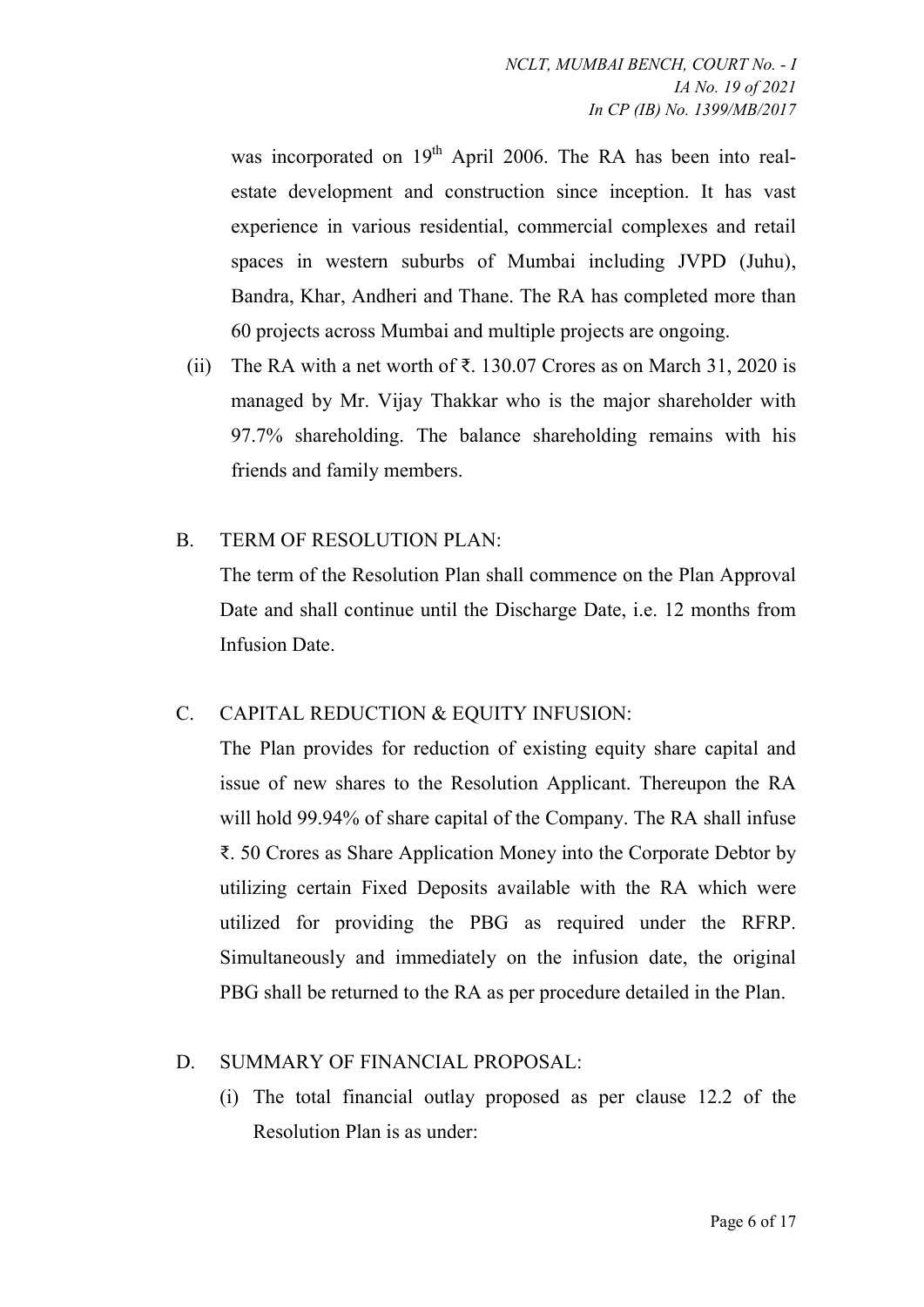was incorporated on 19th April 2006. The RA has been into real-estate development and construction since inception. It has vast experience in various residential, commercial complexes and retail spaces in western suburbs of Mumbai including JVPD (Juhu), Bandra, Khar, Andheri and Thane. The RA has completed more than 60 projects across Mumbai and multiple projects are ongoing.

(ii) The RA with a net worth of ₹. 130.07 Crores as on March 31, 2020 is managed by Mr. Vijay Thakkar who is the major shareholder with 97.7% shareholding. The balance shareholding remains with his friends and family members.

B. TERM OF RESOLUTION PLAN:

The term of the Resolution Plan shall commence on the Plan Approval Date and shall continue until the Discharge Date, i.e. 12 months from Infusion Date.

C. CAPITAL REDUCTION & EQUITY INFUSION:

The Plan provides for reduction of existing equity share capital and issue of new shares to the Resolution Applicant. Thereupon the RA will hold 99.94% of share capital of the Company. The RA shall infuse ₹. 50 Crores as Share Application Money into the Corporate Debtor by utilizing certain Fixed Deposits available with the RA which were utilized for providing the PBG as required under the RFRP. Simultaneously and immediately on the infusion date, the original PBG shall be returned to the RA as per procedure detailed in the Plan.

D. SUMMARY OF FINANCIAL PROPOSAL:

(i) The total financial outlay proposed as per clause 12.2 of the Resolution Plan is as under: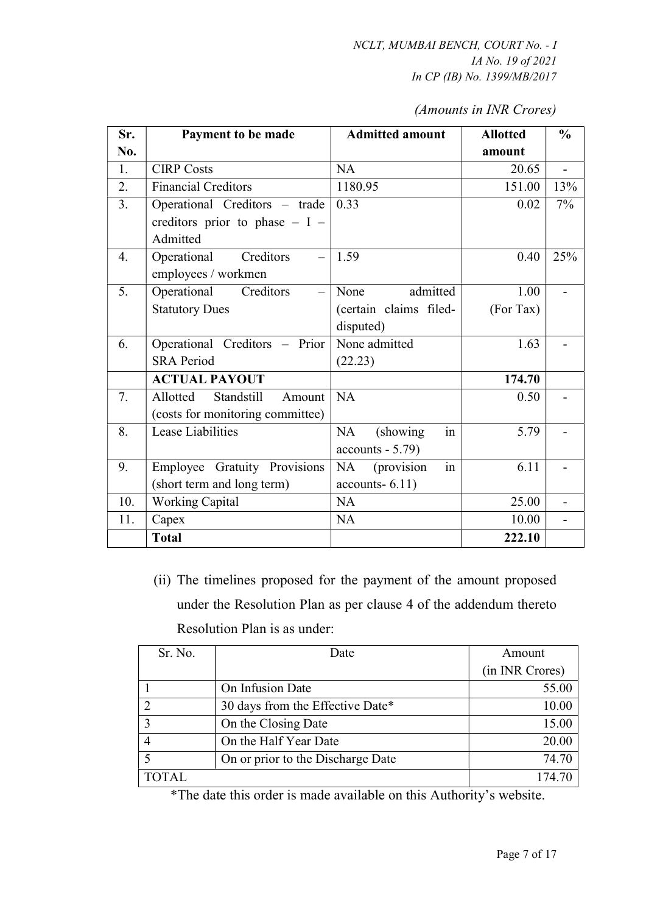*(Amounts in INR Crores)*

| Sr. No. | Payment to be made | Admitted amount | Allotted amount | % |
|---|---|---|---|---|
| 1. | CIRP Costs | NA | 20.65 | - |
| 2. | Financial Creditors | 1180.95 | 151.00 | 13% |
| 3. | Operational Creditors – trade creditors prior to phase – I – Admitted | 0.33 | 0.02 | 7% |
| 4. | Operational Creditors – employees / workmen | 1.59 | 0.40 | 25% |
| 5. | Operational Creditors – Statutory Dues | None admitted (certain claims filed-disputed) | 1.00 (For Tax) | - |
| 6. | Operational Creditors – Prior SRA Period | None admitted (22.23) | 1.63 | - |
| | **ACTUAL PAYOUT** | | **174.70** | |
| 7. | Allotted Standstill Amount (costs for monitoring committee) | NA | 0.50 | - |
| 8. | Lease Liabilities | NA (showing in accounts - 5.79) | 5.79 | - |
| 9. | Employee Gratuity Provisions (short term and long term) | NA (provision in accounts- 6.11) | 6.11 | - |
| 10. | Working Capital | NA | 25.00 | - |
| 11. | Capex | NA | 10.00 | - |
| | **Total** | | **222.10** | |

(ii) The timelines proposed for the payment of the amount proposed under the Resolution Plan as per clause 4 of the addendum thereto Resolution Plan is as under:

| Sr. No. | Date | Amount (in INR Crores) |
|---|---|---|
| 1 | On Infusion Date | 55.00 |
| 2 | 30 days from the Effective Date* | 10.00 |
| 3 | On the Closing Date | 15.00 |
| 4 | On the Half Year Date | 20.00 |
| 5 | On or prior to the Discharge Date | 74.70 |
| TOTAL | | 174.70 |

*The date this order is made available on this Authority's website.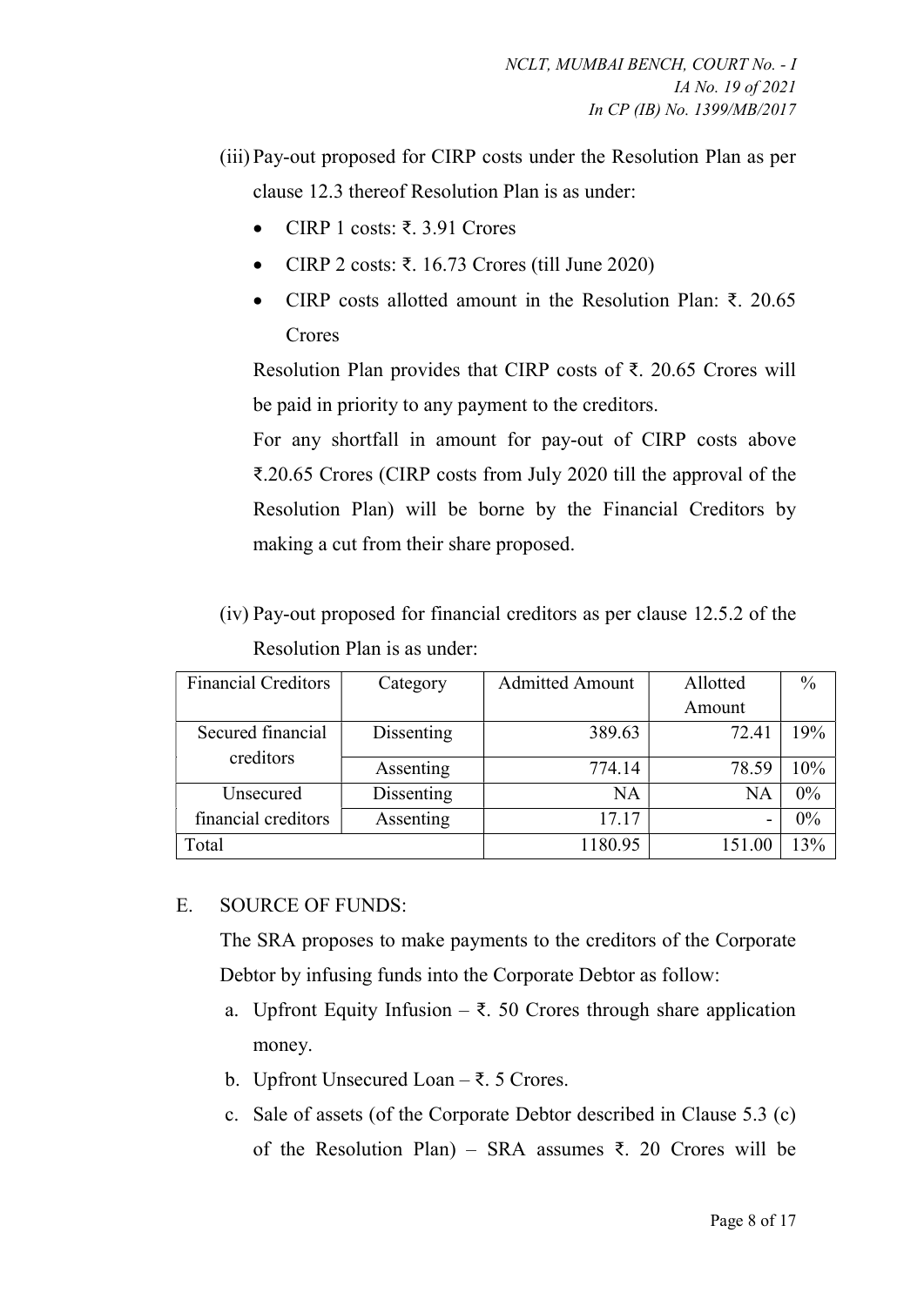(iii) Pay-out proposed for CIRP costs under the Resolution Plan as per clause 12.3 thereof Resolution Plan is as under:

- CIRP 1 costs: ₹. 3.91 Crores
- CIRP 2 costs: ₹. 16.73 Crores (till June 2020)
- CIRP costs allotted amount in the Resolution Plan: ₹. 20.65 Crores

Resolution Plan provides that CIRP costs of ₹. 20.65 Crores will be paid in priority to any payment to the creditors.

For any shortfall in amount for pay-out of CIRP costs above ₹.20.65 Crores (CIRP costs from July 2020 till the approval of the Resolution Plan) will be borne by the Financial Creditors by making a cut from their share proposed.

(iv) Pay-out proposed for financial creditors as per clause 12.5.2 of the Resolution Plan is as under:

| Financial Creditors | Category | Admitted Amount | Allotted Amount | % |
|---|---|---|---|---|
| Secured financial creditors | Dissenting | 389.63 | 72.41 | 19% |
| | Assenting | 774.14 | 78.59 | 10% |
| Unsecured financial creditors | Dissenting | NA | NA | 0% |
| | Assenting | 17.17 | - | 0% |
| Total | | 1180.95 | 151.00 | 13% |

E. SOURCE OF FUNDS:

The SRA proposes to make payments to the creditors of the Corporate Debtor by infusing funds into the Corporate Debtor as follow:

a. Upfront Equity Infusion – ₹. 50 Crores through share application money.

b. Upfront Unsecured Loan – ₹. 5 Crores.

c. Sale of assets (of the Corporate Debtor described in Clause 5.3 (c) of the Resolution Plan) – SRA assumes ₹. 20 Crores will be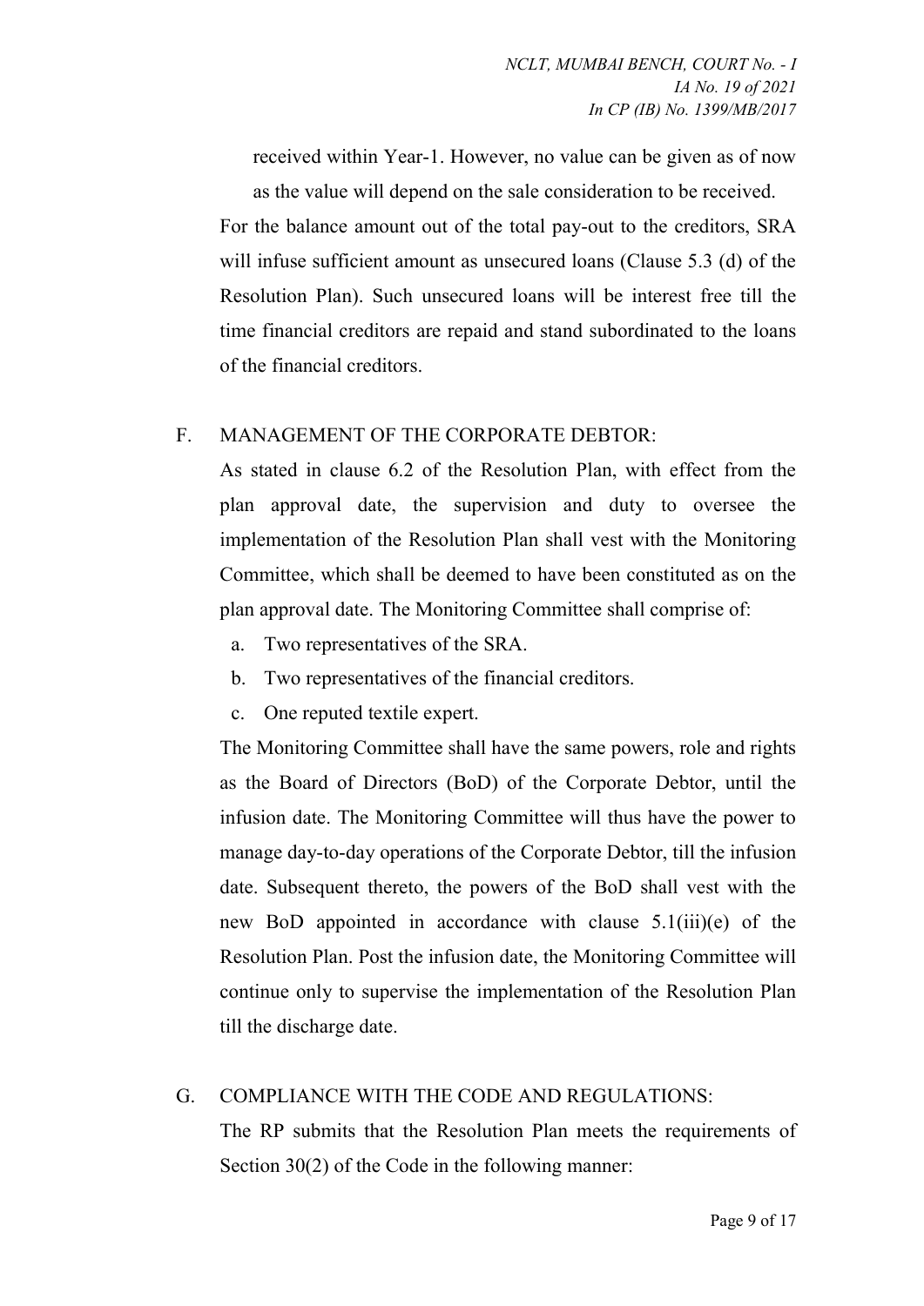received within Year-1. However, no value can be given as of now as the value will depend on the sale consideration to be received.

For the balance amount out of the total pay-out to the creditors, SRA will infuse sufficient amount as unsecured loans (Clause 5.3 (d) of the Resolution Plan). Such unsecured loans will be interest free till the time financial creditors are repaid and stand subordinated to the loans of the financial creditors.

F. MANAGEMENT OF THE CORPORATE DEBTOR:

As stated in clause 6.2 of the Resolution Plan, with effect from the plan approval date, the supervision and duty to oversee the implementation of the Resolution Plan shall vest with the Monitoring Committee, which shall be deemed to have been constituted as on the plan approval date. The Monitoring Committee shall comprise of:

a. Two representatives of the SRA.
b. Two representatives of the financial creditors.
c. One reputed textile expert.

The Monitoring Committee shall have the same powers, role and rights as the Board of Directors (BoD) of the Corporate Debtor, until the infusion date. The Monitoring Committee will thus have the power to manage day-to-day operations of the Corporate Debtor, till the infusion date. Subsequent thereto, the powers of the BoD shall vest with the new BoD appointed in accordance with clause 5.1(iii)(e) of the Resolution Plan. Post the infusion date, the Monitoring Committee will continue only to supervise the implementation of the Resolution Plan till the discharge date.

G. COMPLIANCE WITH THE CODE AND REGULATIONS:

The RP submits that the Resolution Plan meets the requirements of Section 30(2) of the Code in the following manner: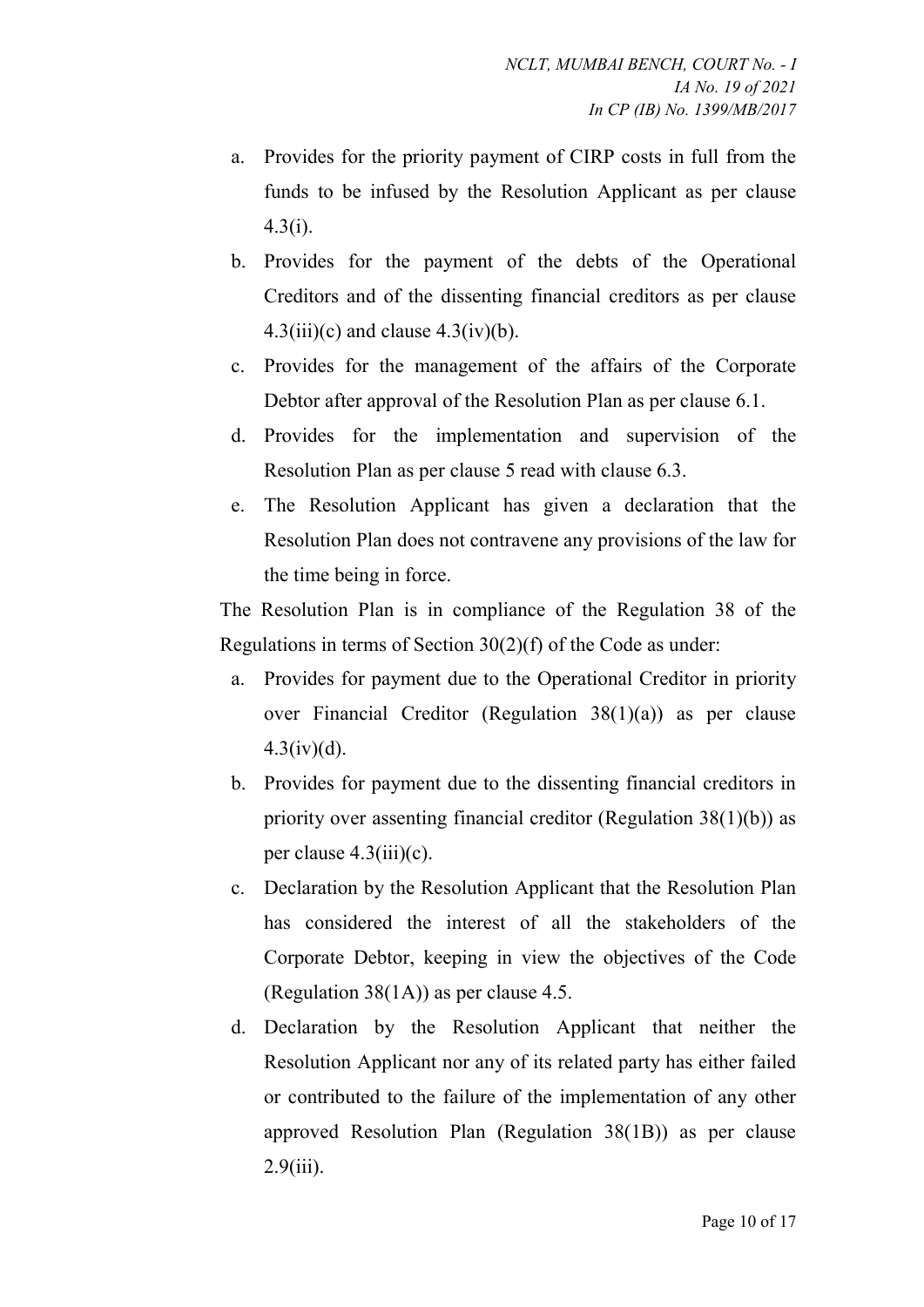a. Provides for the priority payment of CIRP costs in full from the funds to be infused by the Resolution Applicant as per clause 4.3(i).
b. Provides for the payment of the debts of the Operational Creditors and of the dissenting financial creditors as per clause 4.3(iii)(c) and clause 4.3(iv)(b).
c. Provides for the management of the affairs of the Corporate Debtor after approval of the Resolution Plan as per clause 6.1.
d. Provides for the implementation and supervision of the Resolution Plan as per clause 5 read with clause 6.3.
e. The Resolution Applicant has given a declaration that the Resolution Plan does not contravene any provisions of the law for the time being in force.

The Resolution Plan is in compliance of the Regulation 38 of the Regulations in terms of Section 30(2)(f) of the Code as under:

a. Provides for payment due to the Operational Creditor in priority over Financial Creditor (Regulation 38(1)(a)) as per clause 4.3(iv)(d).
b. Provides for payment due to the dissenting financial creditors in priority over assenting financial creditor (Regulation 38(1)(b)) as per clause 4.3(iii)(c).
c. Declaration by the Resolution Applicant that the Resolution Plan has considered the interest of all the stakeholders of the Corporate Debtor, keeping in view the objectives of the Code (Regulation 38(1A)) as per clause 4.5.
d. Declaration by the Resolution Applicant that neither the Resolution Applicant nor any of its related party has either failed or contributed to the failure of the implementation of any other approved Resolution Plan (Regulation 38(1B)) as per clause 2.9(iii).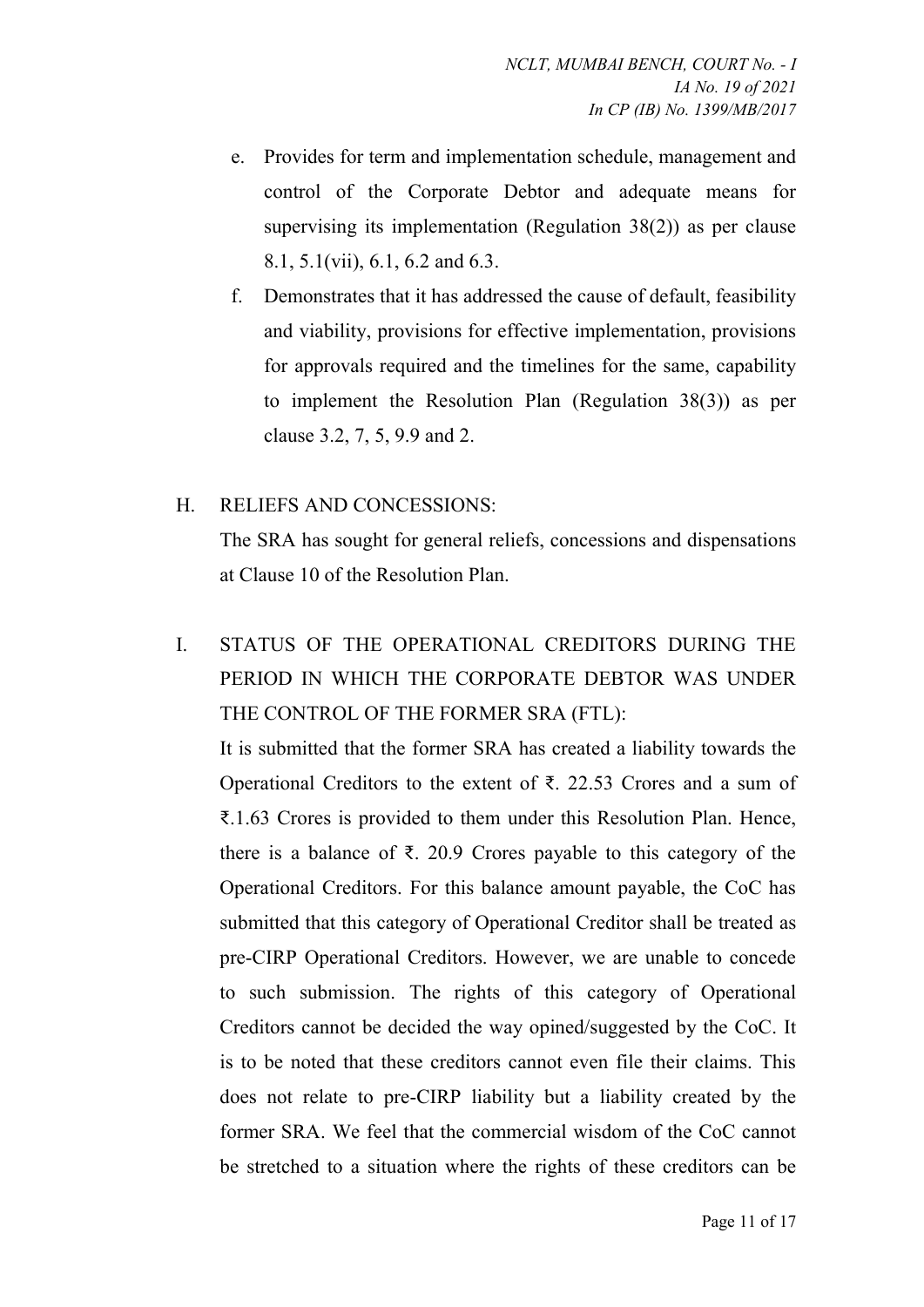e. Provides for term and implementation schedule, management and control of the Corporate Debtor and adequate means for supervising its implementation (Regulation 38(2)) as per clause 8.1, 5.1(vii), 6.1, 6.2 and 6.3.

f. Demonstrates that it has addressed the cause of default, feasibility and viability, provisions for effective implementation, provisions for approvals required and the timelines for the same, capability to implement the Resolution Plan (Regulation 38(3)) as per clause 3.2, 7, 5, 9.9 and 2.

H. RELIEFS AND CONCESSIONS:

The SRA has sought for general reliefs, concessions and dispensations at Clause 10 of the Resolution Plan.

I. STATUS OF THE OPERATIONAL CREDITORS DURING THE PERIOD IN WHICH THE CORPORATE DEBTOR WAS UNDER THE CONTROL OF THE FORMER SRA (FTL):

It is submitted that the former SRA has created a liability towards the Operational Creditors to the extent of ₹. 22.53 Crores and a sum of ₹.1.63 Crores is provided to them under this Resolution Plan. Hence, there is a balance of ₹. 20.9 Crores payable to this category of the Operational Creditors. For this balance amount payable, the CoC has submitted that this category of Operational Creditor shall be treated as pre-CIRP Operational Creditors. However, we are unable to concede to such submission. The rights of this category of Operational Creditors cannot be decided the way opined/suggested by the CoC. It is to be noted that these creditors cannot even file their claims. This does not relate to pre-CIRP liability but a liability created by the former SRA. We feel that the commercial wisdom of the CoC cannot be stretched to a situation where the rights of these creditors can be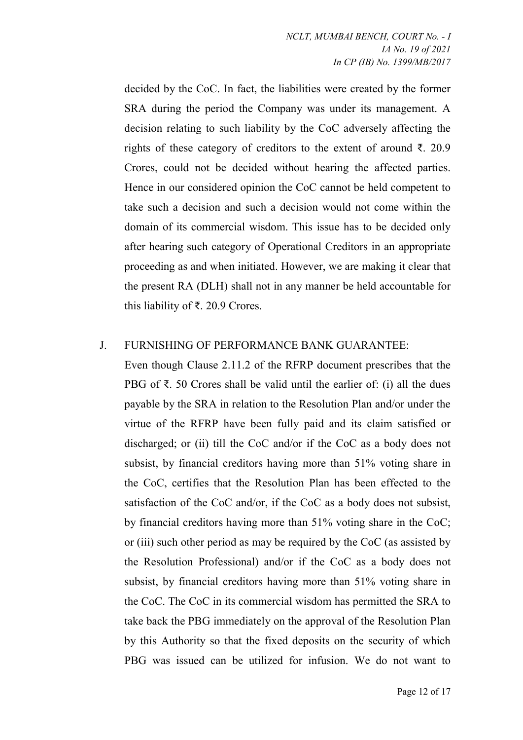decided by the CoC. In fact, the liabilities were created by the former SRA during the period the Company was under its management. A decision relating to such liability by the CoC adversely affecting the rights of these category of creditors to the extent of around ₹. 20.9 Crores, could not be decided without hearing the affected parties. Hence in our considered opinion the CoC cannot be held competent to take such a decision and such a decision would not come within the domain of its commercial wisdom. This issue has to be decided only after hearing such category of Operational Creditors in an appropriate proceeding as and when initiated. However, we are making it clear that the present RA (DLH) shall not in any manner be held accountable for this liability of ₹. 20.9 Crores.

J. FURNISHING OF PERFORMANCE BANK GUARANTEE:

Even though Clause 2.11.2 of the RFRP document prescribes that the PBG of ₹. 50 Crores shall be valid until the earlier of: (i) all the dues payable by the SRA in relation to the Resolution Plan and/or under the virtue of the RFRP have been fully paid and its claim satisfied or discharged; or (ii) till the CoC and/or if the CoC as a body does not subsist, by financial creditors having more than 51% voting share in the CoC, certifies that the Resolution Plan has been effected to the satisfaction of the CoC and/or, if the CoC as a body does not subsist, by financial creditors having more than 51% voting share in the CoC; or (iii) such other period as may be required by the CoC (as assisted by the Resolution Professional) and/or if the CoC as a body does not subsist, by financial creditors having more than 51% voting share in the CoC. The CoC in its commercial wisdom has permitted the SRA to take back the PBG immediately on the approval of the Resolution Plan by this Authority so that the fixed deposits on the security of which PBG was issued can be utilized for infusion. We do not want to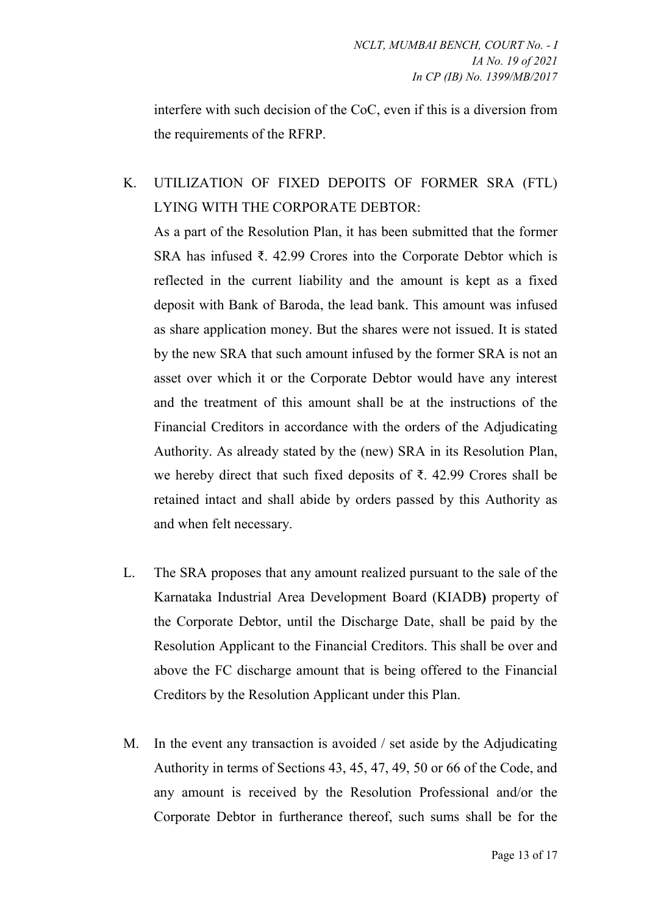interfere with such decision of the CoC, even if this is a diversion from the requirements of the RFRP.

K. UTILIZATION OF FIXED DEPOITS OF FORMER SRA (FTL) LYING WITH THE CORPORATE DEBTOR:

As a part of the Resolution Plan, it has been submitted that the former SRA has infused ₹. 42.99 Crores into the Corporate Debtor which is reflected in the current liability and the amount is kept as a fixed deposit with Bank of Baroda, the lead bank. This amount was infused as share application money. But the shares were not issued. It is stated by the new SRA that such amount infused by the former SRA is not an asset over which it or the Corporate Debtor would have any interest and the treatment of this amount shall be at the instructions of the Financial Creditors in accordance with the orders of the Adjudicating Authority. As already stated by the (new) SRA in its Resolution Plan, we hereby direct that such fixed deposits of ₹. 42.99 Crores shall be retained intact and shall abide by orders passed by this Authority as and when felt necessary.

L. The SRA proposes that any amount realized pursuant to the sale of the Karnataka Industrial Area Development Board (KIADB**)** property of the Corporate Debtor, until the Discharge Date, shall be paid by the Resolution Applicant to the Financial Creditors. This shall be over and above the FC discharge amount that is being offered to the Financial Creditors by the Resolution Applicant under this Plan.

M. In the event any transaction is avoided / set aside by the Adjudicating Authority in terms of Sections 43, 45, 47, 49, 50 or 66 of the Code, and any amount is received by the Resolution Professional and/or the Corporate Debtor in furtherance thereof, such sums shall be for the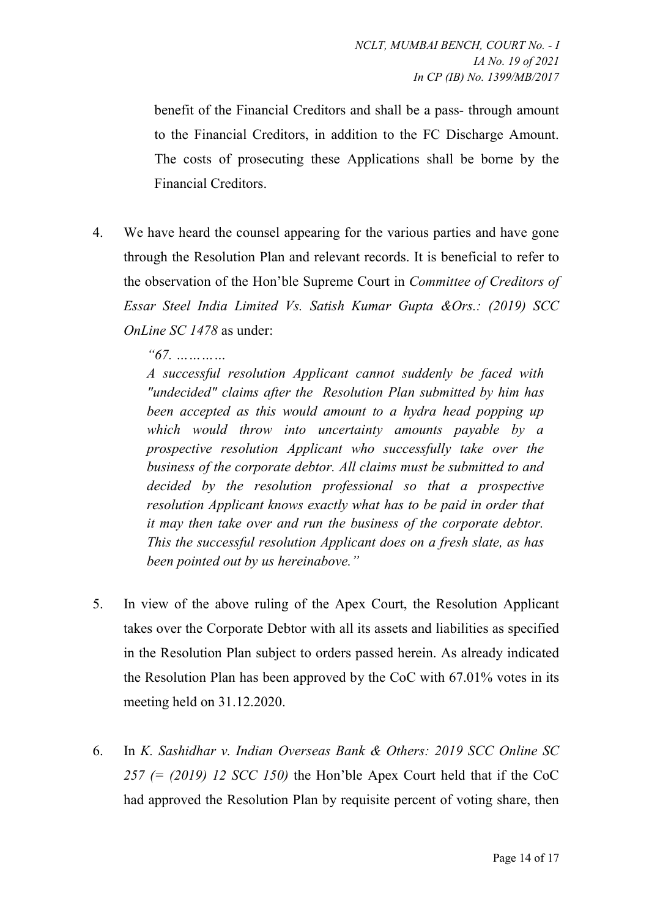benefit of the Financial Creditors and shall be a pass- through amount to the Financial Creditors, in addition to the FC Discharge Amount. The costs of prosecuting these Applications shall be borne by the Financial Creditors.

4. We have heard the counsel appearing for the various parties and have gone through the Resolution Plan and relevant records. It is beneficial to refer to the observation of the Hon'ble Supreme Court in *Committee of Creditors of Essar Steel India Limited Vs. Satish Kumar Gupta &Ors.: (2019) SCC OnLine SC 1478* as under:

   *"67. …………*
   *A successful resolution Applicant cannot suddenly be faced with "undecided" claims after the Resolution Plan submitted by him has been accepted as this would amount to a hydra head popping up which would throw into uncertainty amounts payable by a prospective resolution Applicant who successfully take over the business of the corporate debtor. All claims must be submitted to and decided by the resolution professional so that a prospective resolution Applicant knows exactly what has to be paid in order that it may then take over and run the business of the corporate debtor. This the successful resolution Applicant does on a fresh slate, as has been pointed out by us hereinabove."*

5. In view of the above ruling of the Apex Court, the Resolution Applicant takes over the Corporate Debtor with all its assets and liabilities as specified in the Resolution Plan subject to orders passed herein. As already indicated the Resolution Plan has been approved by the CoC with 67.01% votes in its meeting held on 31.12.2020.

6. In *K. Sashidhar v. Indian Overseas Bank & Others: 2019 SCC Online SC 257 (= (2019) 12 SCC 150)* the Hon'ble Apex Court held that if the CoC had approved the Resolution Plan by requisite percent of voting share, then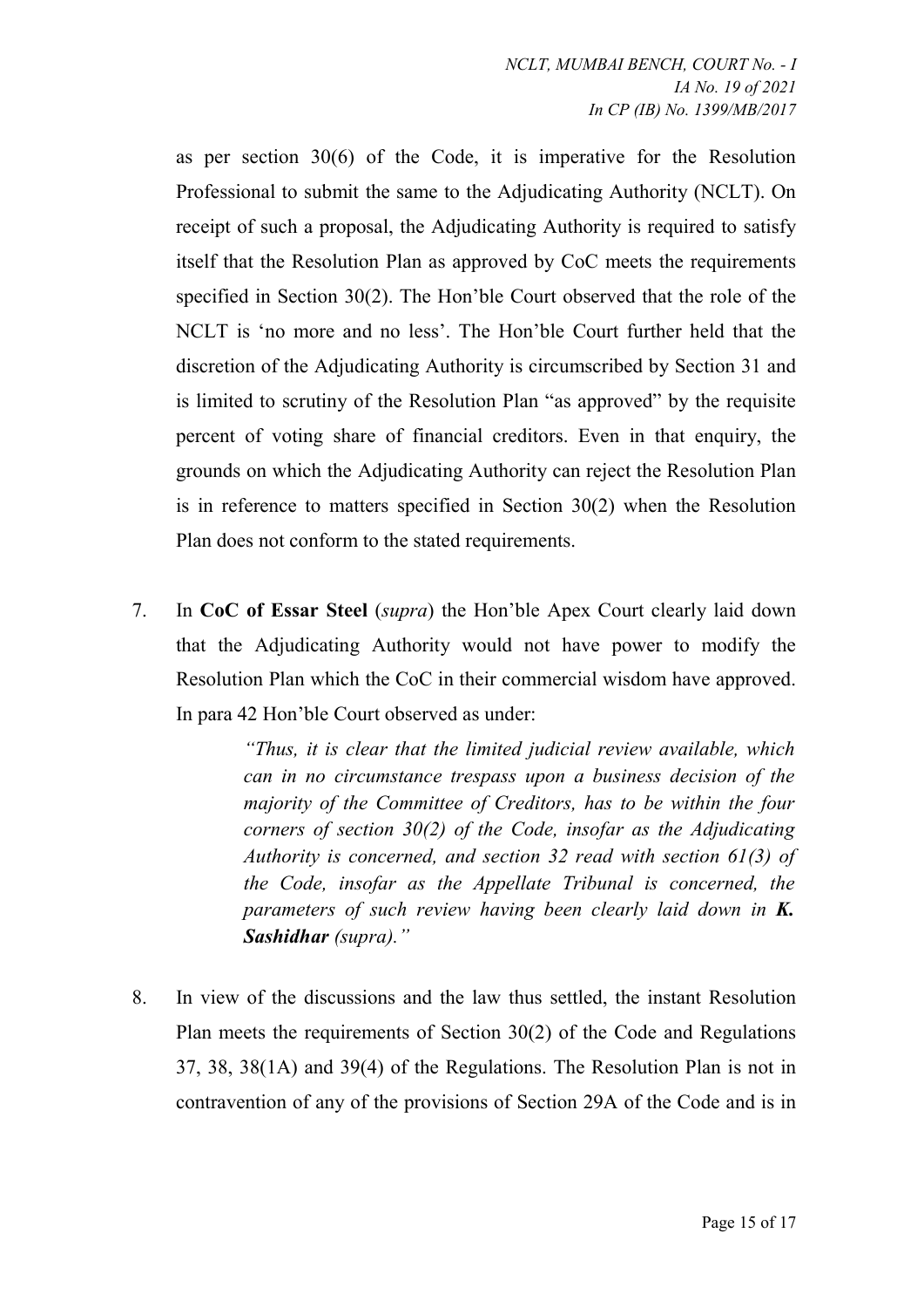as per section 30(6) of the Code, it is imperative for the Resolution Professional to submit the same to the Adjudicating Authority (NCLT). On receipt of such a proposal, the Adjudicating Authority is required to satisfy itself that the Resolution Plan as approved by CoC meets the requirements specified in Section 30(2). The Hon'ble Court observed that the role of the NCLT is 'no more and no less'. The Hon'ble Court further held that the discretion of the Adjudicating Authority is circumscribed by Section 31 and is limited to scrutiny of the Resolution Plan "as approved" by the requisite percent of voting share of financial creditors. Even in that enquiry, the grounds on which the Adjudicating Authority can reject the Resolution Plan is in reference to matters specified in Section 30(2) when the Resolution Plan does not conform to the stated requirements.

7. In **CoC of Essar Steel** (*supra*) the Hon'ble Apex Court clearly laid down that the Adjudicating Authority would not have power to modify the Resolution Plan which the CoC in their commercial wisdom have approved. In para 42 Hon'ble Court observed as under:

> *"Thus, it is clear that the limited judicial review available, which can in no circumstance trespass upon a business decision of the majority of the Committee of Creditors, has to be within the four corners of section 30(2) of the Code, insofar as the Adjudicating Authority is concerned, and section 32 read with section 61(3) of the Code, insofar as the Appellate Tribunal is concerned, the parameters of such review having been clearly laid down in **K. Sashidhar** (supra)."*

8. In view of the discussions and the law thus settled, the instant Resolution Plan meets the requirements of Section 30(2) of the Code and Regulations 37, 38, 38(1A) and 39(4) of the Regulations. The Resolution Plan is not in contravention of any of the provisions of Section 29A of the Code and is in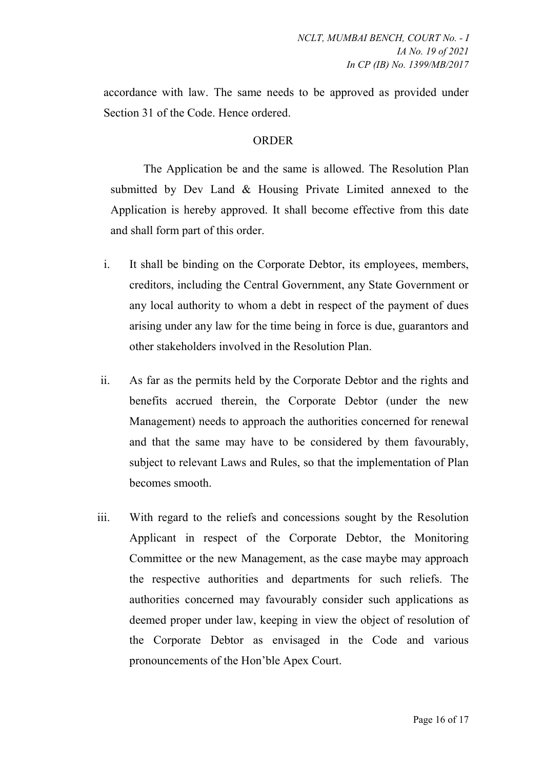accordance with law. The same needs to be approved as provided under Section 31 of the Code. Hence ordered.

## ORDER

The Application be and the same is allowed. The Resolution Plan submitted by Dev Land & Housing Private Limited annexed to the Application is hereby approved. It shall become effective from this date and shall form part of this order.

i. It shall be binding on the Corporate Debtor, its employees, members, creditors, including the Central Government, any State Government or any local authority to whom a debt in respect of the payment of dues arising under any law for the time being in force is due, guarantors and other stakeholders involved in the Resolution Plan.

ii. As far as the permits held by the Corporate Debtor and the rights and benefits accrued therein, the Corporate Debtor (under the new Management) needs to approach the authorities concerned for renewal and that the same may have to be considered by them favourably, subject to relevant Laws and Rules, so that the implementation of Plan becomes smooth.

iii. With regard to the reliefs and concessions sought by the Resolution Applicant in respect of the Corporate Debtor, the Monitoring Committee or the new Management, as the case maybe may approach the respective authorities and departments for such reliefs. The authorities concerned may favourably consider such applications as deemed proper under law, keeping in view the object of resolution of the Corporate Debtor as envisaged in the Code and various pronouncements of the Hon'ble Apex Court.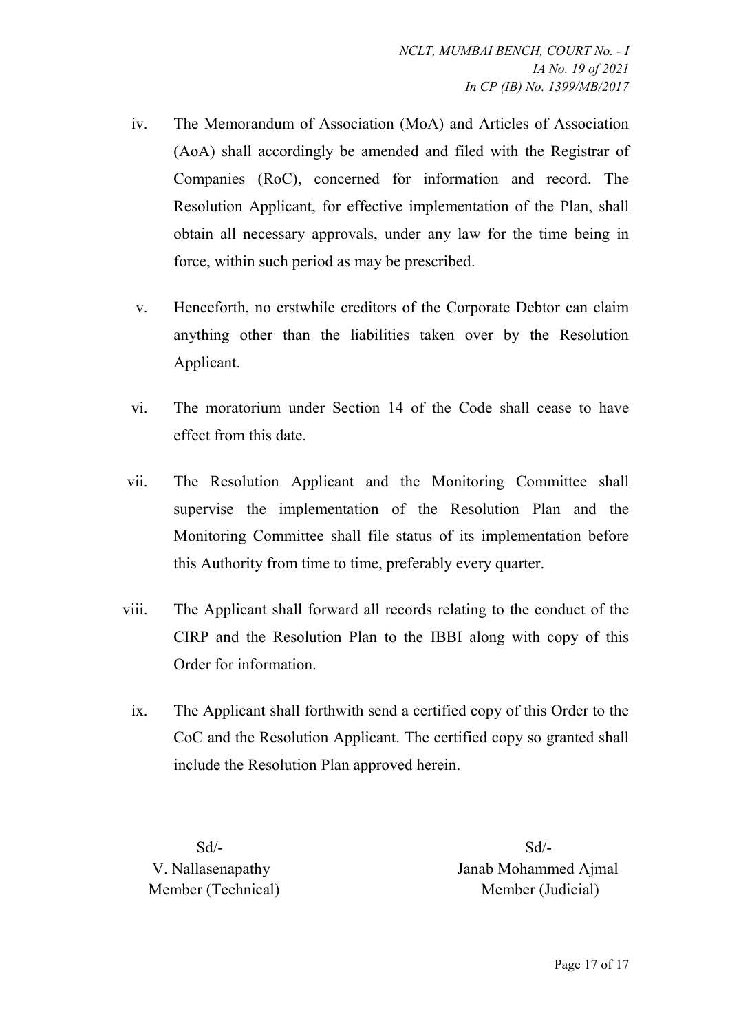iv. The Memorandum of Association (MoA) and Articles of Association (AoA) shall accordingly be amended and filed with the Registrar of Companies (RoC), concerned for information and record. The Resolution Applicant, for effective implementation of the Plan, shall obtain all necessary approvals, under any law for the time being in force, within such period as may be prescribed.

v. Henceforth, no erstwhile creditors of the Corporate Debtor can claim anything other than the liabilities taken over by the Resolution Applicant.

vi. The moratorium under Section 14 of the Code shall cease to have effect from this date.

vii. The Resolution Applicant and the Monitoring Committee shall supervise the implementation of the Resolution Plan and the Monitoring Committee shall file status of its implementation before this Authority from time to time, preferably every quarter.

viii. The Applicant shall forward all records relating to the conduct of the CIRP and the Resolution Plan to the IBBI along with copy of this Order for information.

ix. The Applicant shall forthwith send a certified copy of this Order to the CoC and the Resolution Applicant. The certified copy so granted shall include the Resolution Plan approved herein.

Sd/-
V. Nallasenapathy
Member (Technical)

Sd/-
Janab Mohammed Ajmal
Member (Judicial)